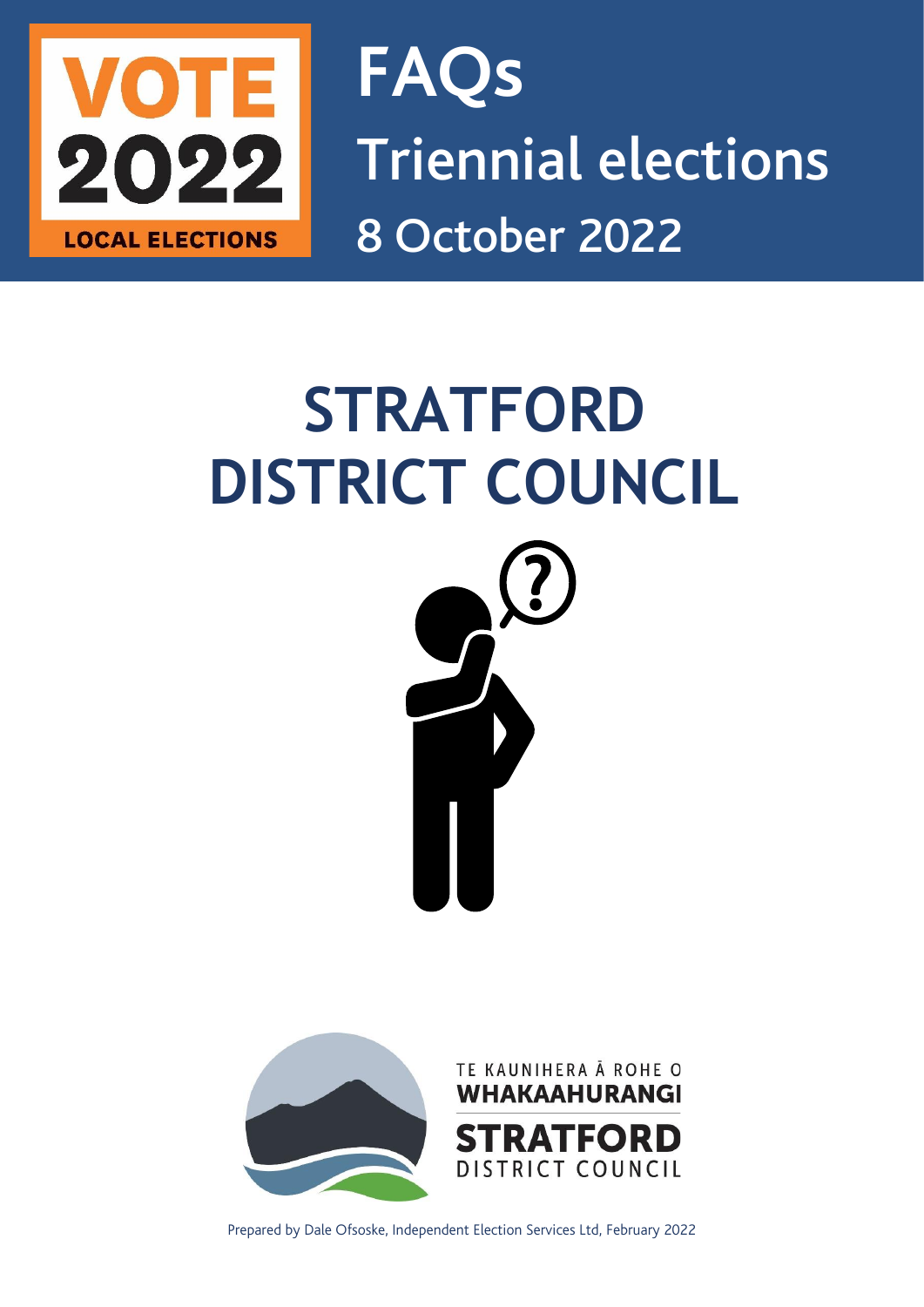VOTE 2022 LOCAL ELECTIONS

# FAQs

## Triennial elections

## 8 October 2022

# STRATFORD DISTRICT COUNCIL

TE KAUNIHERA Ā ROHE O WHAKAAHURANGI

STRATFORD DISTRICT COUNCIL

Prepared by Dale Ofsoske, Independent Election Services Ltd, February 2022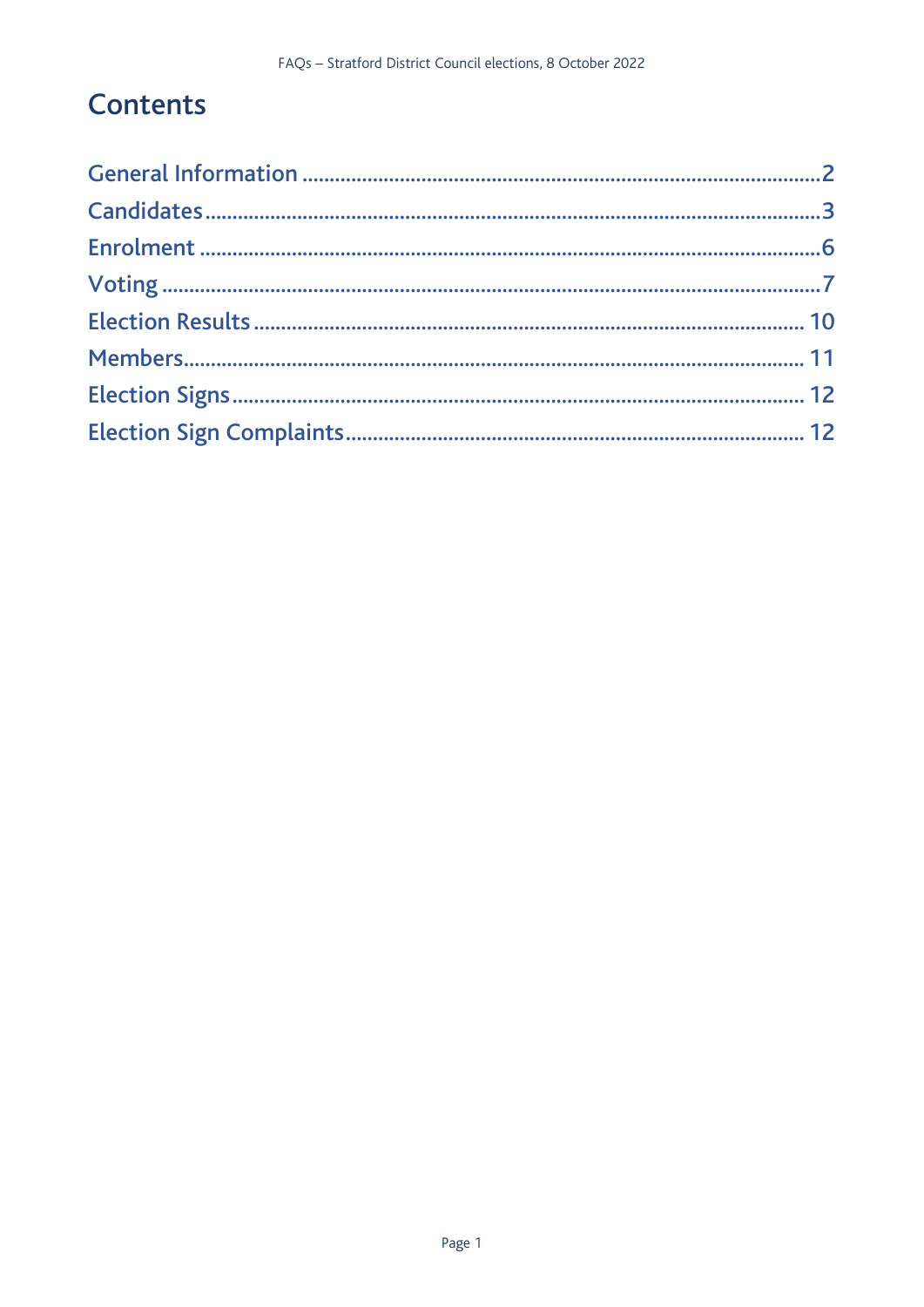# Contents

- General Information ... 2
- Candidates ... 3
- Enrolment ... 6
- Voting ... 7
- Election Results ... 10
- Members ... 11
- Election Signs ... 12
- Election Sign Complaints ... 12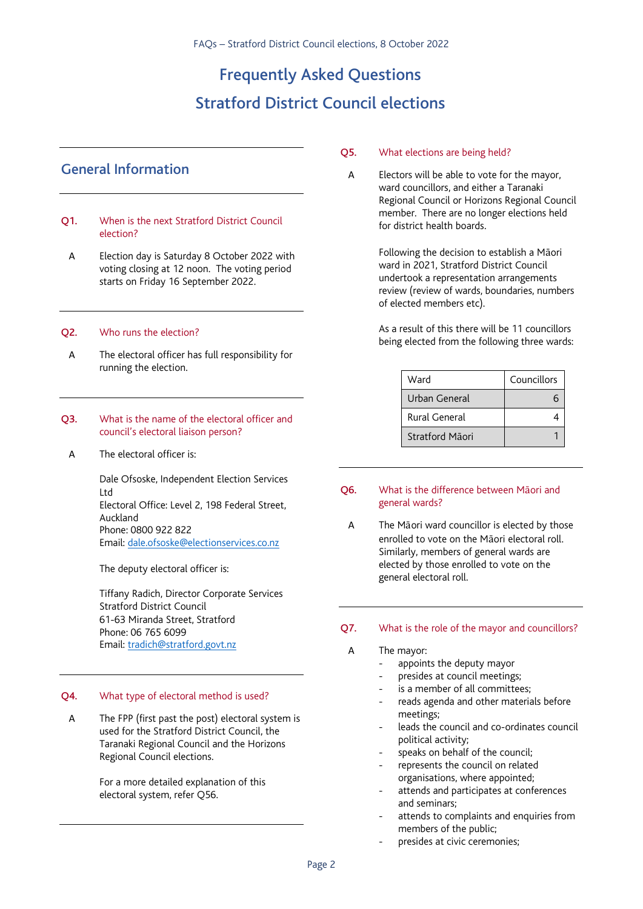# Frequently Asked Questions

# Stratford District Council elections

## General Information

**Q1. When is the next Stratford District Council election?**

A Election day is Saturday 8 October 2022 with voting closing at 12 noon. The voting period starts on Friday 16 September 2022.

**Q2. Who runs the election?**

A The electoral officer has full responsibility for running the election.

**Q3. What is the name of the electoral officer and council's electoral liaison person?**

A The electoral officer is:

Dale Ofsoske, Independent Election Services Ltd
Electoral Office: Level 2, 198 Federal Street, Auckland
Phone: 0800 922 822
Email: dale.ofsoske@electionservices.co.nz

The deputy electoral officer is:

Tiffany Radich, Director Corporate Services
Stratford District Council
61-63 Miranda Street, Stratford
Phone: 06 765 6099
Email: tradich@stratford.govt.nz

**Q4. What type of electoral method is used?**

A The FPP (first past the post) electoral system is used for the Stratford District Council, the Taranaki Regional Council and the Horizons Regional Council elections.

For a more detailed explanation of this electoral system, refer Q56.

**Q5. What elections are being held?**

A Electors will be able to vote for the mayor, ward councillors, and either a Taranaki Regional Council or Horizons Regional Council member. There are no longer elections held for district health boards.

Following the decision to establish a Māori ward in 2021, Stratford District Council undertook a representation arrangements review (review of wards, boundaries, numbers of elected members etc).

As a result of this there will be 11 councillors being elected from the following three wards:

| Ward | Councillors |
|---|---|
| Urban General | 6 |
| Rural General | 4 |
| Stratford Māori | 1 |

**Q6. What is the difference between Māori and general wards?**

A The Māori ward councillor is elected by those enrolled to vote on the Māori electoral roll. Similarly, members of general wards are elected by those enrolled to vote on the general electoral roll.

**Q7. What is the role of the mayor and councillors?**

A The mayor:
- appoints the deputy mayor
- presides at council meetings;
- is a member of all committees;
- reads agenda and other materials before meetings;
- leads the council and co-ordinates council political activity;
- speaks on behalf of the council;
- represents the council on related organisations, where appointed;
- attends and participates at conferences and seminars;
- attends to complaints and enquiries from members of the public;
- presides at civic ceremonies;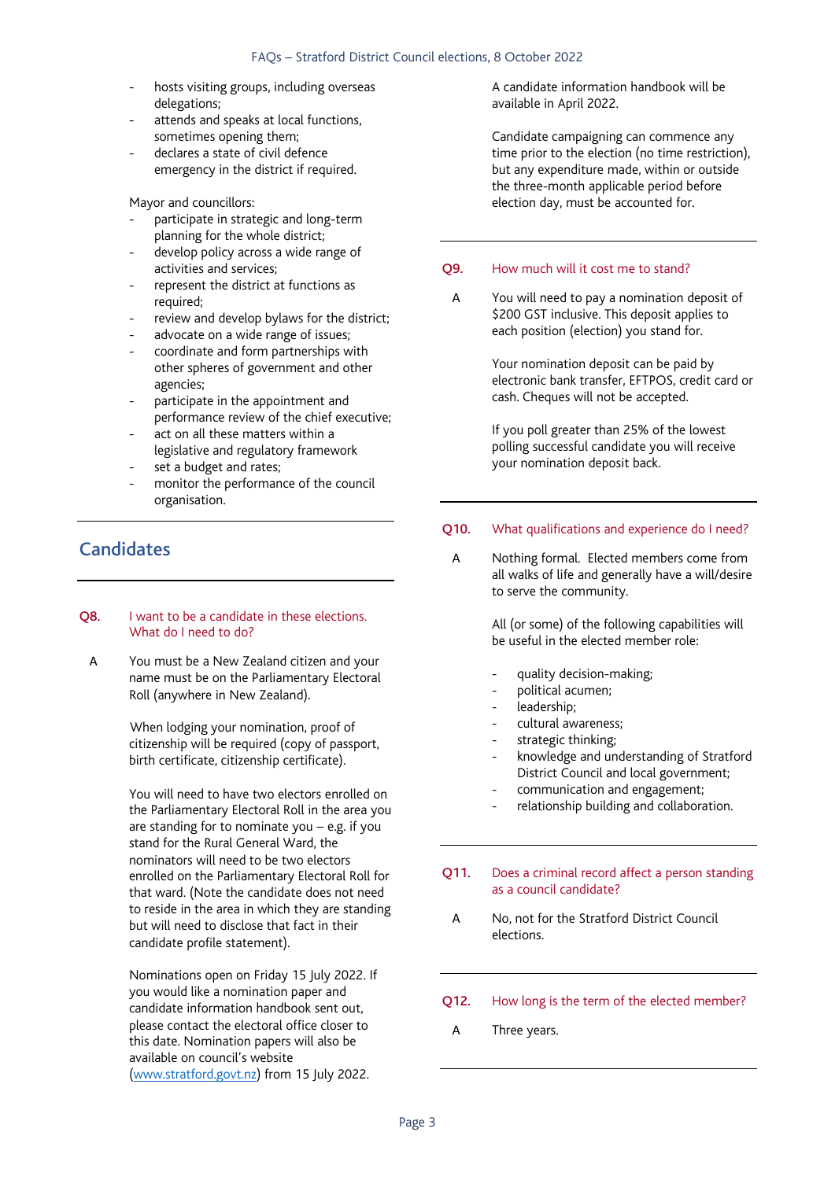- hosts visiting groups, including overseas delegations;
- attends and speaks at local functions, sometimes opening them;
- declares a state of civil defence emergency in the district if required.

Mayor and councillors:

- participate in strategic and long-term planning for the whole district;
- develop policy across a wide range of activities and services;
- represent the district at functions as required;
- review and develop bylaws for the district;
- advocate on a wide range of issues;
- coordinate and form partnerships with other spheres of government and other agencies;
- participate in the appointment and performance review of the chief executive;
- act on all these matters within a legislative and regulatory framework
- set a budget and rates;
- monitor the performance of the council organisation.

## Candidates

**Q8. I want to be a candidate in these elections. What do I need to do?**

A You must be a New Zealand citizen and your name must be on the Parliamentary Electoral Roll (anywhere in New Zealand).

When lodging your nomination, proof of citizenship will be required (copy of passport, birth certificate, citizenship certificate).

You will need to have two electors enrolled on the Parliamentary Electoral Roll in the area you are standing for to nominate you – e.g. if you stand for the Rural General Ward, the nominators will need to be two electors enrolled on the Parliamentary Electoral Roll for that ward. (Note the candidate does not need to reside in the area in which they are standing but will need to disclose that fact in their candidate profile statement).

Nominations open on Friday 15 July 2022. If you would like a nomination paper and candidate information handbook sent out, please contact the electoral office closer to this date. Nomination papers will also be available on council's website ([www.stratford.govt.nz](http://www.stratford.govt.nz)) from 15 July 2022.

A candidate information handbook will be available in April 2022.

Candidate campaigning can commence any time prior to the election (no time restriction), but any expenditure made, within or outside the three-month applicable period before election day, must be accounted for.

**Q9. How much will it cost me to stand?**

A You will need to pay a nomination deposit of $200 GST inclusive. This deposit applies to each position (election) you stand for.

Your nomination deposit can be paid by electronic bank transfer, EFTPOS, credit card or cash. Cheques will not be accepted.

If you poll greater than 25% of the lowest polling successful candidate you will receive your nomination deposit back.

**Q10. What qualifications and experience do I need?**

A Nothing formal. Elected members come from all walks of life and generally have a will/desire to serve the community.

All (or some) of the following capabilities will be useful in the elected member role:

- quality decision-making;
- political acumen;
- leadership;
- cultural awareness;
- strategic thinking;
- knowledge and understanding of Stratford District Council and local government;
- communication and engagement;
- relationship building and collaboration.

**Q11. Does a criminal record affect a person standing as a council candidate?**

A No, not for the Stratford District Council elections.

**Q12. How long is the term of the elected member?**

A Three years.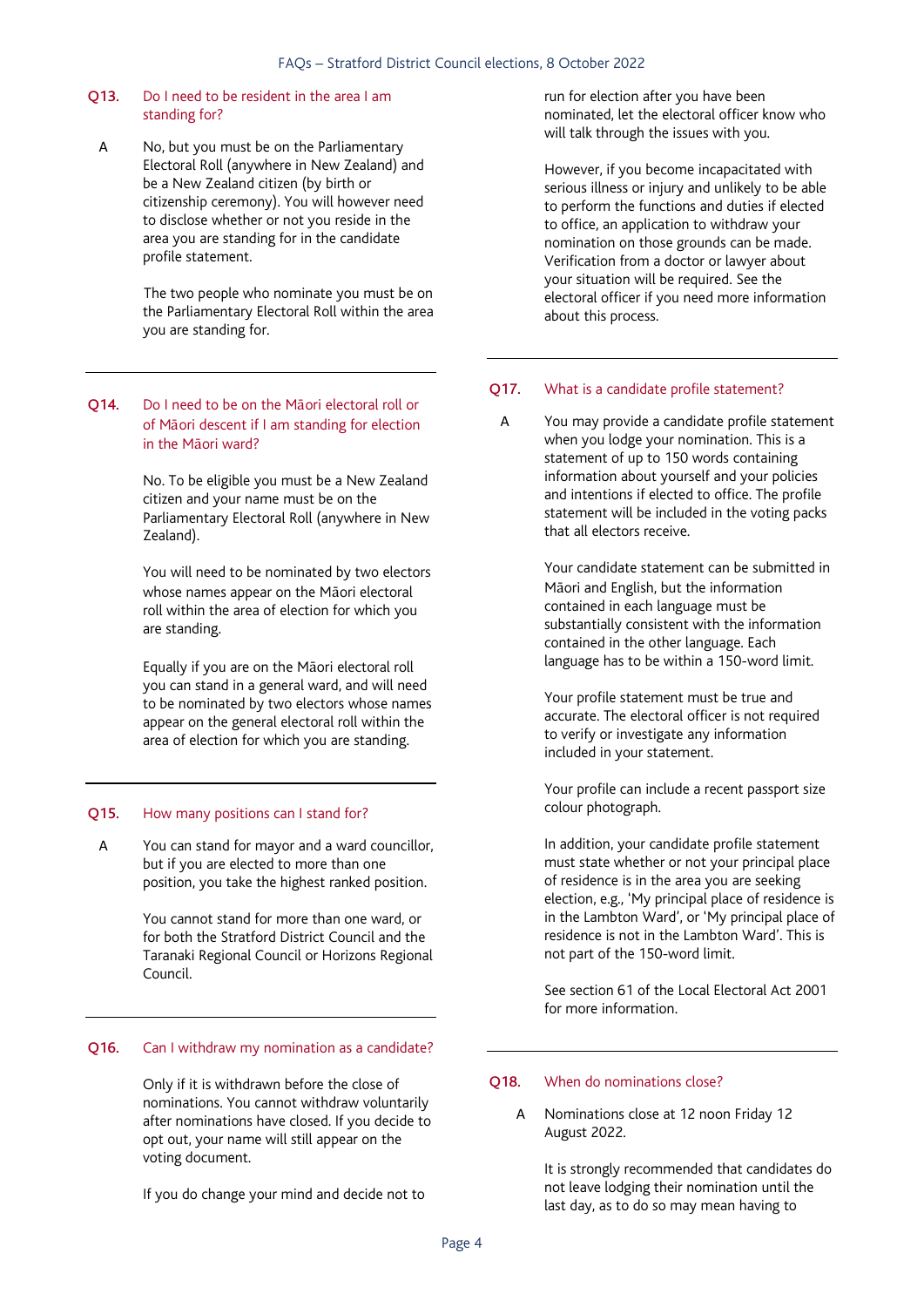**Q13. Do I need to be resident in the area I am standing for?**

A No, but you must be on the Parliamentary Electoral Roll (anywhere in New Zealand) and be a New Zealand citizen (by birth or citizenship ceremony). You will however need to disclose whether or not you reside in the area you are standing for in the candidate profile statement.

The two people who nominate you must be on the Parliamentary Electoral Roll within the area you are standing for.

---

**Q14. Do I need to be on the Māori electoral roll or of Māori descent if I am standing for election in the Māori ward?**

No. To be eligible you must be a New Zealand citizen and your name must be on the Parliamentary Electoral Roll (anywhere in New Zealand).

You will need to be nominated by two electors whose names appear on the Māori electoral roll within the area of election for which you are standing.

Equally if you are on the Māori electoral roll you can stand in a general ward, and will need to be nominated by two electors whose names appear on the general electoral roll within the area of election for which you are standing.

---

**Q15. How many positions can I stand for?**

A You can stand for mayor and a ward councillor, but if you are elected to more than one position, you take the highest ranked position.

You cannot stand for more than one ward, or for both the Stratford District Council and the Taranaki Regional Council or Horizons Regional Council.

---

**Q16. Can I withdraw my nomination as a candidate?**

Only if it is withdrawn before the close of nominations. You cannot withdraw voluntarily after nominations have closed. If you decide to opt out, your name will still appear on the voting document.

If you do change your mind and decide not to run for election after you have been nominated, let the electoral officer know who will talk through the issues with you.

However, if you become incapacitated with serious illness or injury and unlikely to be able to perform the functions and duties if elected to office, an application to withdraw your nomination on those grounds can be made. Verification from a doctor or lawyer about your situation will be required. See the electoral officer if you need more information about this process.

---

**Q17. What is a candidate profile statement?**

A You may provide a candidate profile statement when you lodge your nomination. This is a statement of up to 150 words containing information about yourself and your policies and intentions if elected to office. The profile statement will be included in the voting packs that all electors receive.

Your candidate statement can be submitted in Māori and English, but the information contained in each language must be substantially consistent with the information contained in the other language. Each language has to be within a 150-word limit.

Your profile statement must be true and accurate. The electoral officer is not required to verify or investigate any information included in your statement.

Your profile can include a recent passport size colour photograph.

In addition, your candidate profile statement must state whether or not your principal place of residence is in the area you are seeking election, e.g., 'My principal place of residence is in the Lambton Ward', or 'My principal place of residence is not in the Lambton Ward'. This is not part of the 150-word limit.

See section 61 of the Local Electoral Act 2001 for more information.

---

**Q18. When do nominations close?**

A Nominations close at 12 noon Friday 12 August 2022.

It is strongly recommended that candidates do not leave lodging their nomination until the last day, as to do so may mean having to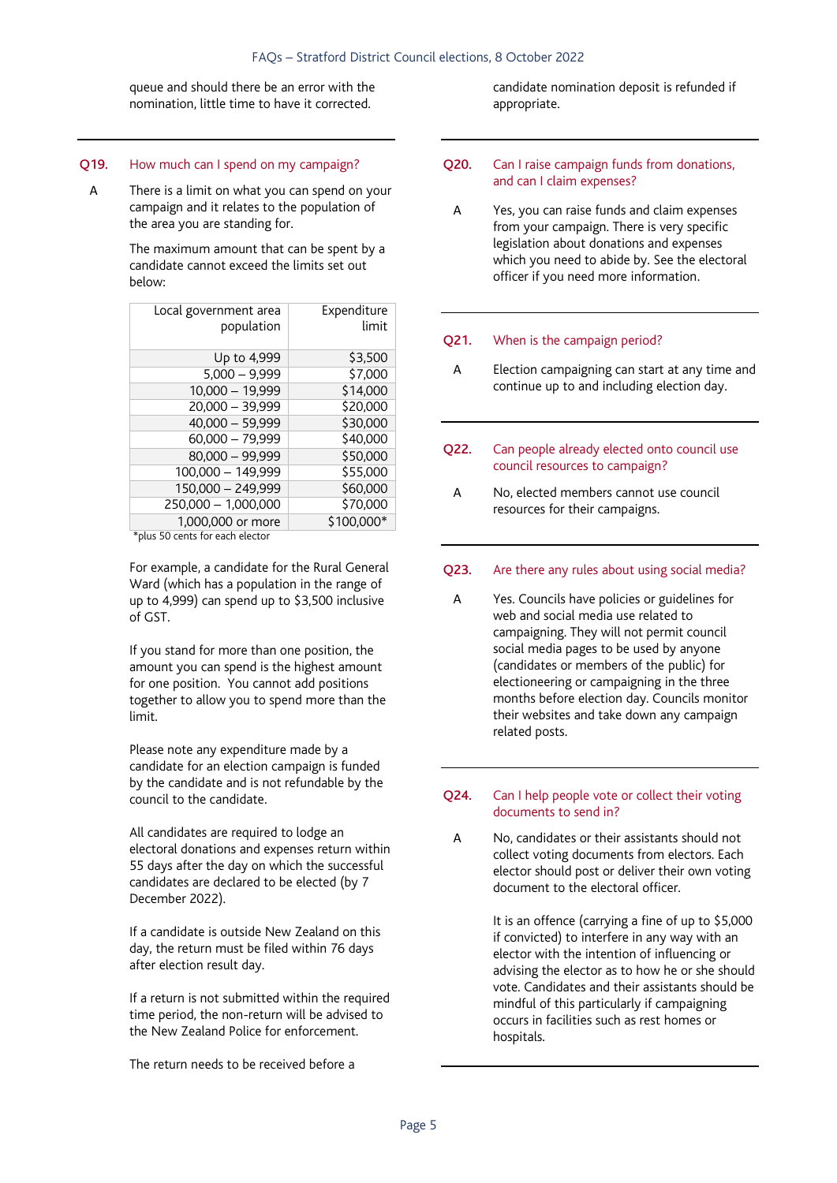queue and should there be an error with the nomination, little time to have it corrected.

candidate nomination deposit is refunded if appropriate.

### Q19. How much can I spend on my campaign?

A There is a limit on what you can spend on your campaign and it relates to the population of the area you are standing for.

The maximum amount that can be spent by a candidate cannot exceed the limits set out below:

| Local government area population | Expenditure limit |
|---:|---:|
| Up to 4,999 | $3,500 |
| 5,000 – 9,999 | $7,000 |
| 10,000 – 19,999 | $14,000 |
| 20,000 – 39,999 | $20,000 |
| 40,000 – 59,999 | $30,000 |
| 60,000 – 79,999 | $40,000 |
| 80,000 – 99,999 | $50,000 |
| 100,000 – 149,999 | $55,000 |
| 150,000 – 249,999 | $60,000 |
| 250,000 – 1,000,000 | $70,000 |
| 1,000,000 or more | $100,000* |

*plus 50 cents for each elector

For example, a candidate for the Rural General Ward (which has a population in the range of up to 4,999) can spend up to $3,500 inclusive of GST.

If you stand for more than one position, the amount you can spend is the highest amount for one position. You cannot add positions together to allow you to spend more than the limit.

Please note any expenditure made by a candidate for an election campaign is funded by the candidate and is not refundable by the council to the candidate.

All candidates are required to lodge an electoral donations and expenses return within 55 days after the day on which the successful candidates are declared to be elected (by 7 December 2022).

If a candidate is outside New Zealand on this day, the return must be filed within 76 days after election result day.

If a return is not submitted within the required time period, the non-return will be advised to the New Zealand Police for enforcement.

The return needs to be received before a

### Q20. Can I raise campaign funds from donations, and can I claim expenses?

A Yes, you can raise funds and claim expenses from your campaign. There is very specific legislation about donations and expenses which you need to abide by. See the electoral officer if you need more information.

### Q21. When is the campaign period?

A Election campaigning can start at any time and continue up to and including election day.

### Q22. Can people already elected onto council use council resources to campaign?

A No, elected members cannot use council resources for their campaigns.

### Q23. Are there any rules about using social media?

A Yes. Councils have policies or guidelines for web and social media use related to campaigning. They will not permit council social media pages to be used by anyone (candidates or members of the public) for electioneering or campaigning in the three months before election day. Councils monitor their websites and take down any campaign related posts.

### Q24. Can I help people vote or collect their voting documents to send in?

A No, candidates or their assistants should not collect voting documents from electors. Each elector should post or deliver their own voting document to the electoral officer.

It is an offence (carrying a fine of up to $5,000 if convicted) to interfere in any way with an elector with the intention of influencing or advising the elector as to how he or she should vote. Candidates and their assistants should be mindful of this particularly if campaigning occurs in facilities such as rest homes or hospitals.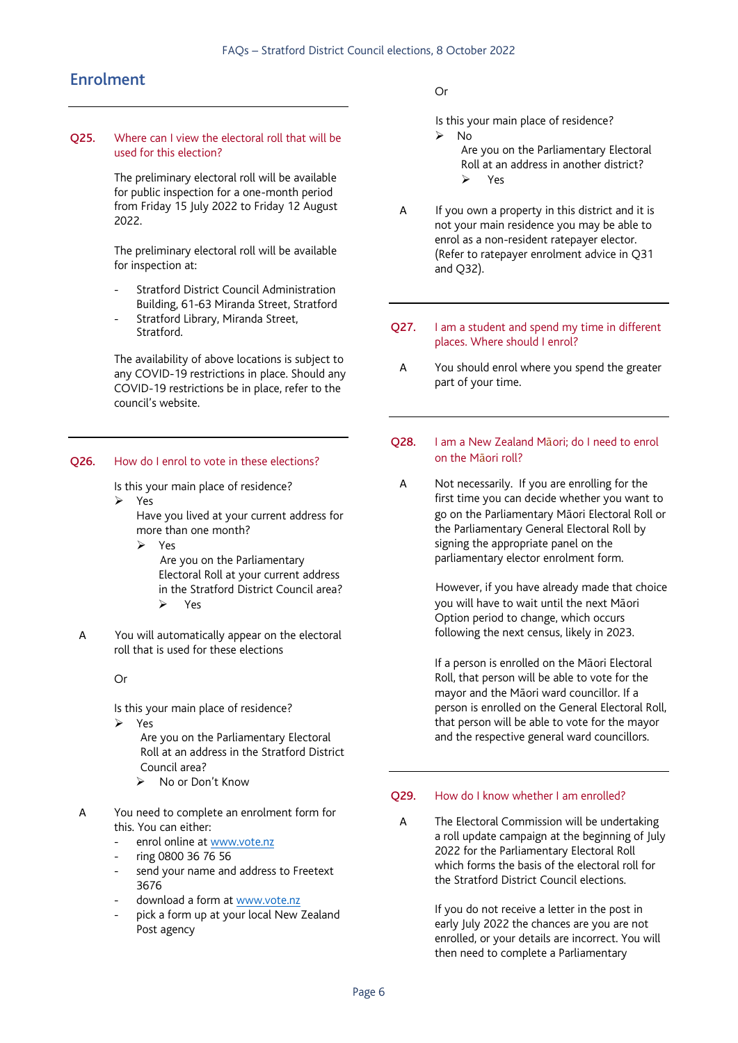## Enrolment

**Q25. Where can I view the electoral roll that will be used for this election?**

The preliminary electoral roll will be available for public inspection for a one-month period from Friday 15 July 2022 to Friday 12 August 2022.

The preliminary electoral roll will be available for inspection at:

- Stratford District Council Administration Building, 61-63 Miranda Street, Stratford
- Stratford Library, Miranda Street, Stratford.

The availability of above locations is subject to any COVID-19 restrictions in place. Should any COVID-19 restrictions be in place, refer to the council's website.

**Q26. How do I enrol to vote in these elections?**

Is this your main place of residence?
- ➢ Yes
  Have you lived at your current address for more than one month?
  - ➢ Yes
    Are you on the Parliamentary Electoral Roll at your current address in the Stratford District Council area?
    - ➢ Yes

A You will automatically appear on the electoral roll that is used for these elections

Or

Is this your main place of residence?
- ➢ Yes
  Are you on the Parliamentary Electoral Roll at an address in the Stratford District Council area?
  - ➢ No or Don't Know

A You need to complete an enrolment form for this. You can either:
- enrol online at www.vote.nz
- ring 0800 36 76 56
- send your name and address to Freetext 3676
- download a form at www.vote.nz
- pick a form up at your local New Zealand Post agency

Or

Is this your main place of residence?
- ➢ No
  Are you on the Parliamentary Electoral Roll at an address in another district?
  - ➢ Yes

A If you own a property in this district and it is not your main residence you may be able to enrol as a non-resident ratepayer elector. (Refer to ratepayer enrolment advice in Q31 and Q32).

**Q27. I am a student and spend my time in different places. Where should I enrol?**

A You should enrol where you spend the greater part of your time.

**Q28. I am a New Zealand Māori; do I need to enrol on the Māori roll?**

A Not necessarily. If you are enrolling for the first time you can decide whether you want to go on the Parliamentary Māori Electoral Roll or the Parliamentary General Electoral Roll by signing the appropriate panel on the parliamentary elector enrolment form.

However, if you have already made that choice you will have to wait until the next Māori Option period to change, which occurs following the next census, likely in 2023.

If a person is enrolled on the Māori Electoral Roll, that person will be able to vote for the mayor and the Māori ward councillor. If a person is enrolled on the General Electoral Roll, that person will be able to vote for the mayor and the respective general ward councillors.

**Q29. How do I know whether I am enrolled?**

A The Electoral Commission will be undertaking a roll update campaign at the beginning of July 2022 for the Parliamentary Electoral Roll which forms the basis of the electoral roll for the Stratford District Council elections.

If you do not receive a letter in the post in early July 2022 the chances are you are not enrolled, or your details are incorrect. You will then need to complete a Parliamentary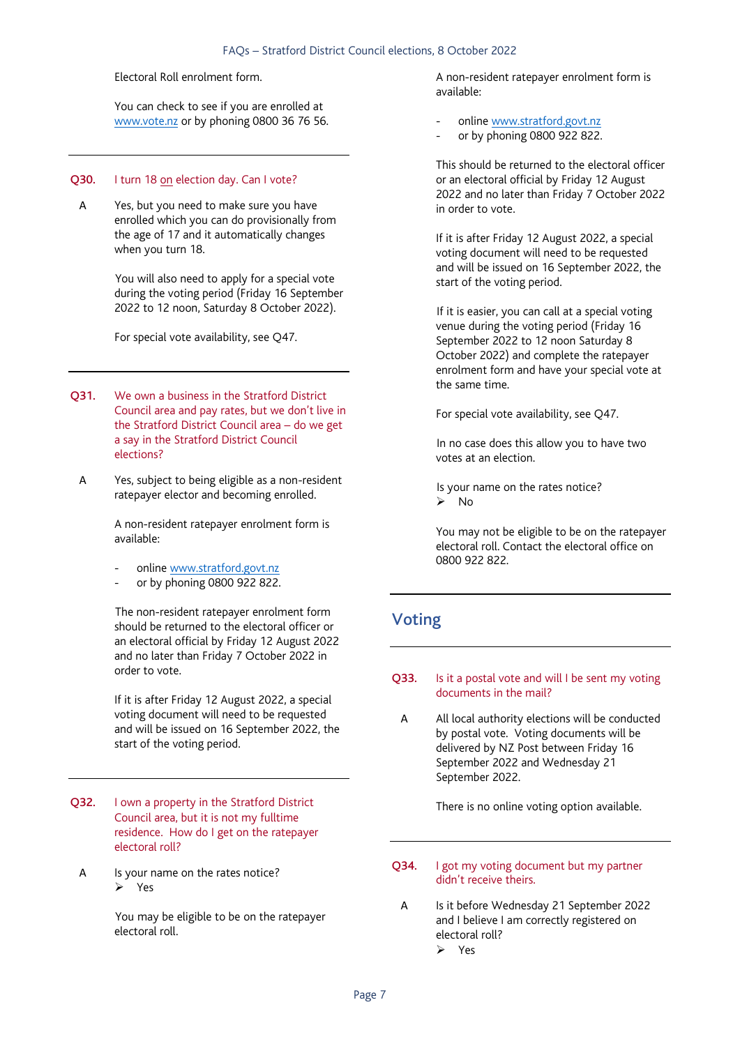Electoral Roll enrolment form.

You can check to see if you are enrolled at www.vote.nz or by phoning 0800 36 76 56.

---

**Q30.** I turn 18 on election day. Can I vote?

A Yes, but you need to make sure you have enrolled which you can do provisionally from the age of 17 and it automatically changes when you turn 18.

You will also need to apply for a special vote during the voting period (Friday 16 September 2022 to 12 noon, Saturday 8 October 2022).

For special vote availability, see Q47.

---

**Q31.** We own a business in the Stratford District Council area and pay rates, but we don't live in the Stratford District Council area – do we get a say in the Stratford District Council elections?

A Yes, subject to being eligible as a non-resident ratepayer elector and becoming enrolled.

A non-resident ratepayer enrolment form is available:

- online www.stratford.govt.nz
- or by phoning 0800 922 822.

The non-resident ratepayer enrolment form should be returned to the electoral officer or an electoral official by Friday 12 August 2022 and no later than Friday 7 October 2022 in order to vote.

If it is after Friday 12 August 2022, a special voting document will need to be requested and will be issued on 16 September 2022, the start of the voting period.

---

**Q32.** I own a property in the Stratford District Council area, but it is not my fulltime residence. How do I get on the ratepayer electoral roll?

A Is your name on the rates notice?
➢ Yes

You may be eligible to be on the ratepayer electoral roll.

A non-resident ratepayer enrolment form is available:

- online www.stratford.govt.nz
- or by phoning 0800 922 822.

This should be returned to the electoral officer or an electoral official by Friday 12 August 2022 and no later than Friday 7 October 2022 in order to vote.

If it is after Friday 12 August 2022, a special voting document will need to be requested and will be issued on 16 September 2022, the start of the voting period.

If it is easier, you can call at a special voting venue during the voting period (Friday 16 September 2022 to 12 noon Saturday 8 October 2022) and complete the ratepayer enrolment form and have your special vote at the same time.

For special vote availability, see Q47.

In no case does this allow you to have two votes at an election.

Is your name on the rates notice?
➢ No

You may not be eligible to be on the ratepayer electoral roll. Contact the electoral office on 0800 922 822.

---

## Voting

---

**Q33.** Is it a postal vote and will I be sent my voting documents in the mail?

A All local authority elections will be conducted by postal vote. Voting documents will be delivered by NZ Post between Friday 16 September 2022 and Wednesday 21 September 2022.

There is no online voting option available.

---

**Q34.** I got my voting document but my partner didn't receive theirs.

A Is it before Wednesday 21 September 2022 and I believe I am correctly registered on electoral roll?
➢ Yes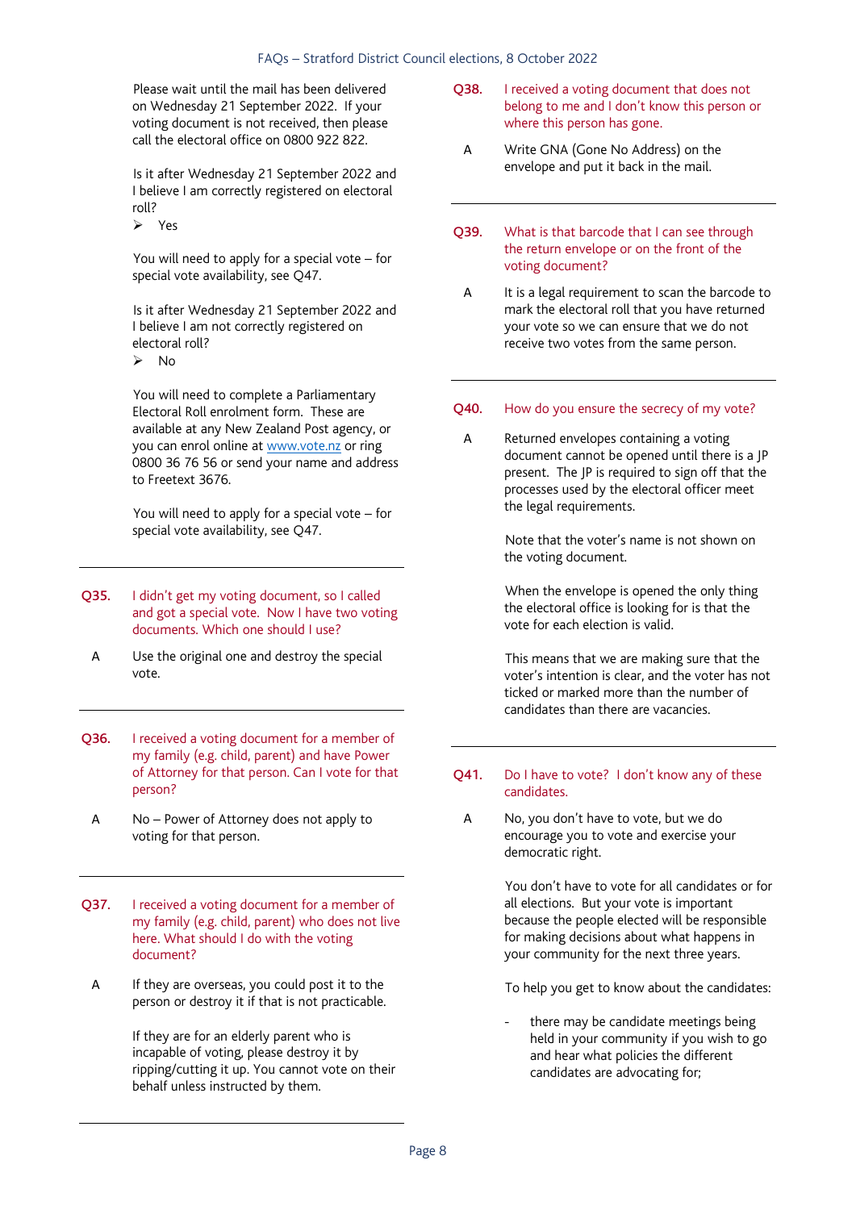Please wait until the mail has been delivered on Wednesday 21 September 2022. If your voting document is not received, then please call the electoral office on 0800 922 822.

Is it after Wednesday 21 September 2022 and I believe I am correctly registered on electoral roll?

➢ Yes

You will need to apply for a special vote – for special vote availability, see Q47.

Is it after Wednesday 21 September 2022 and I believe I am not correctly registered on electoral roll?

➢ No

You will need to complete a Parliamentary Electoral Roll enrolment form. These are available at any New Zealand Post agency, or you can enrol online at [www.vote.nz](http://www.vote.nz) or ring 0800 36 76 56 or send your name and address to Freetext 3676.

You will need to apply for a special vote – for special vote availability, see Q47.

---

**Q35. I didn't get my voting document, so I called and got a special vote. Now I have two voting documents. Which one should I use?**

A Use the original one and destroy the special vote.

---

**Q36. I received a voting document for a member of my family (e.g. child, parent) and have Power of Attorney for that person. Can I vote for that person?**

A No – Power of Attorney does not apply to voting for that person.

---

**Q37. I received a voting document for a member of my family (e.g. child, parent) who does not live here. What should I do with the voting document?**

A If they are overseas, you could post it to the person or destroy it if that is not practicable.

If they are for an elderly parent who is incapable of voting, please destroy it by ripping/cutting it up. You cannot vote on their behalf unless instructed by them.

---

**Q38. I received a voting document that does not belong to me and I don't know this person or where this person has gone.**

A Write GNA (Gone No Address) on the envelope and put it back in the mail.

---

**Q39. What is that barcode that I can see through the return envelope or on the front of the voting document?**

A It is a legal requirement to scan the barcode to mark the electoral roll that you have returned your vote so we can ensure that we do not receive two votes from the same person.

---

**Q40. How do you ensure the secrecy of my vote?**

A Returned envelopes containing a voting document cannot be opened until there is a JP present. The JP is required to sign off that the processes used by the electoral officer meet the legal requirements.

Note that the voter's name is not shown on the voting document.

When the envelope is opened the only thing the electoral office is looking for is that the vote for each election is valid.

This means that we are making sure that the voter's intention is clear, and the voter has not ticked or marked more than the number of candidates than there are vacancies.

---

**Q41. Do I have to vote? I don't know any of these candidates.**

A No, you don't have to vote, but we do encourage you to vote and exercise your democratic right.

You don't have to vote for all candidates or for all elections. But your vote is important because the people elected will be responsible for making decisions about what happens in your community for the next three years.

To help you get to know about the candidates:

- there may be candidate meetings being held in your community if you wish to go and hear what policies the different candidates are advocating for;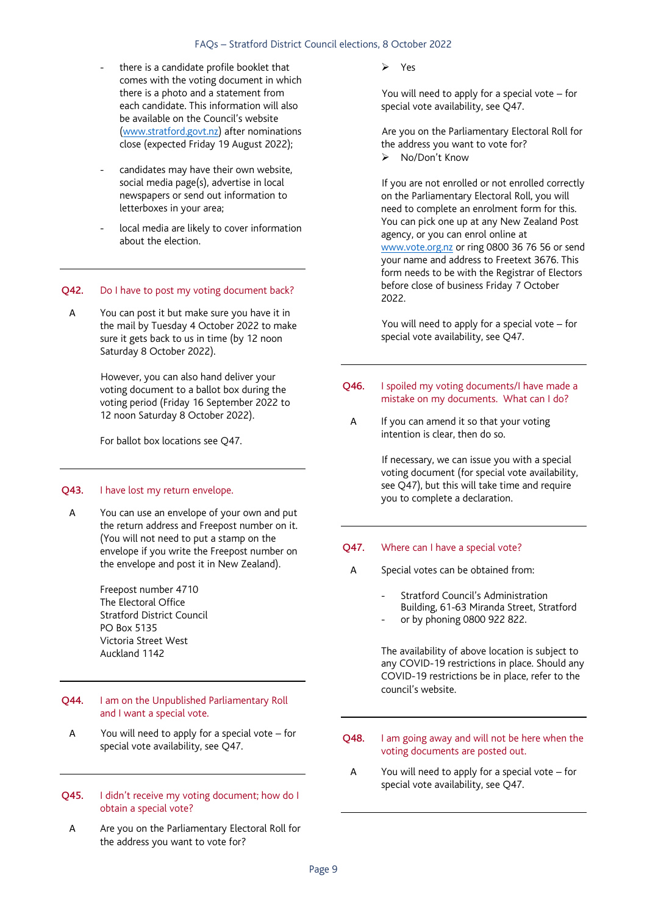- there is a candidate profile booklet that comes with the voting document in which there is a photo and a statement from each candidate. This information will also be available on the Council's website ([www.stratford.govt.nz](http://www.stratford.govt.nz)) after nominations close (expected Friday 19 August 2022);

- candidates may have their own website, social media page(s), advertise in local newspapers or send out information to letterboxes in your area;

- local media are likely to cover information about the election.

---

**Q42. Do I have to post my voting document back?**

A You can post it but make sure you have it in the mail by Tuesday 4 October 2022 to make sure it gets back to us in time (by 12 noon Saturday 8 October 2022).

However, you can also hand deliver your voting document to a ballot box during the voting period (Friday 16 September 2022 to 12 noon Saturday 8 October 2022).

For ballot box locations see Q47.

---

**Q43. I have lost my return envelope.**

A You can use an envelope of your own and put the return address and Freepost number on it. (You will not need to put a stamp on the envelope if you write the Freepost number on the envelope and post it in New Zealand).

Freepost number 4710
The Electoral Office
Stratford District Council
PO Box 5135
Victoria Street West
Auckland 1142

---

**Q44. I am on the Unpublished Parliamentary Roll and I want a special vote.**

A You will need to apply for a special vote – for special vote availability, see Q47.

---

**Q45. I didn't receive my voting document; how do I obtain a special vote?**

A Are you on the Parliamentary Electoral Roll for the address you want to vote for?

➢ Yes

You will need to apply for a special vote – for special vote availability, see Q47.

Are you on the Parliamentary Electoral Roll for the address you want to vote for?

➢ No/Don't Know

If you are not enrolled or not enrolled correctly on the Parliamentary Electoral Roll, you will need to complete an enrolment form for this. You can pick one up at any New Zealand Post agency, or you can enrol online at [www.vote.org.nz](http://www.vote.org.nz) or ring 0800 36 76 56 or send your name and address to Freetext 3676. This form needs to be with the Registrar of Electors before close of business Friday 7 October 2022.

You will need to apply for a special vote – for special vote availability, see Q47.

---

**Q46. I spoiled my voting documents/I have made a mistake on my documents. What can I do?**

A If you can amend it so that your voting intention is clear, then do so.

If necessary, we can issue you with a special voting document (for special vote availability, see Q47), but this will take time and require you to complete a declaration.

---

**Q47. Where can I have a special vote?**

A Special votes can be obtained from:

- Stratford Council's Administration Building, 61-63 Miranda Street, Stratford
- or by phoning 0800 922 822.

The availability of above location is subject to any COVID-19 restrictions in place. Should any COVID-19 restrictions be in place, refer to the council's website.

---

**Q48. I am going away and will not be here when the voting documents are posted out.**

A You will need to apply for a special vote – for special vote availability, see Q47.

---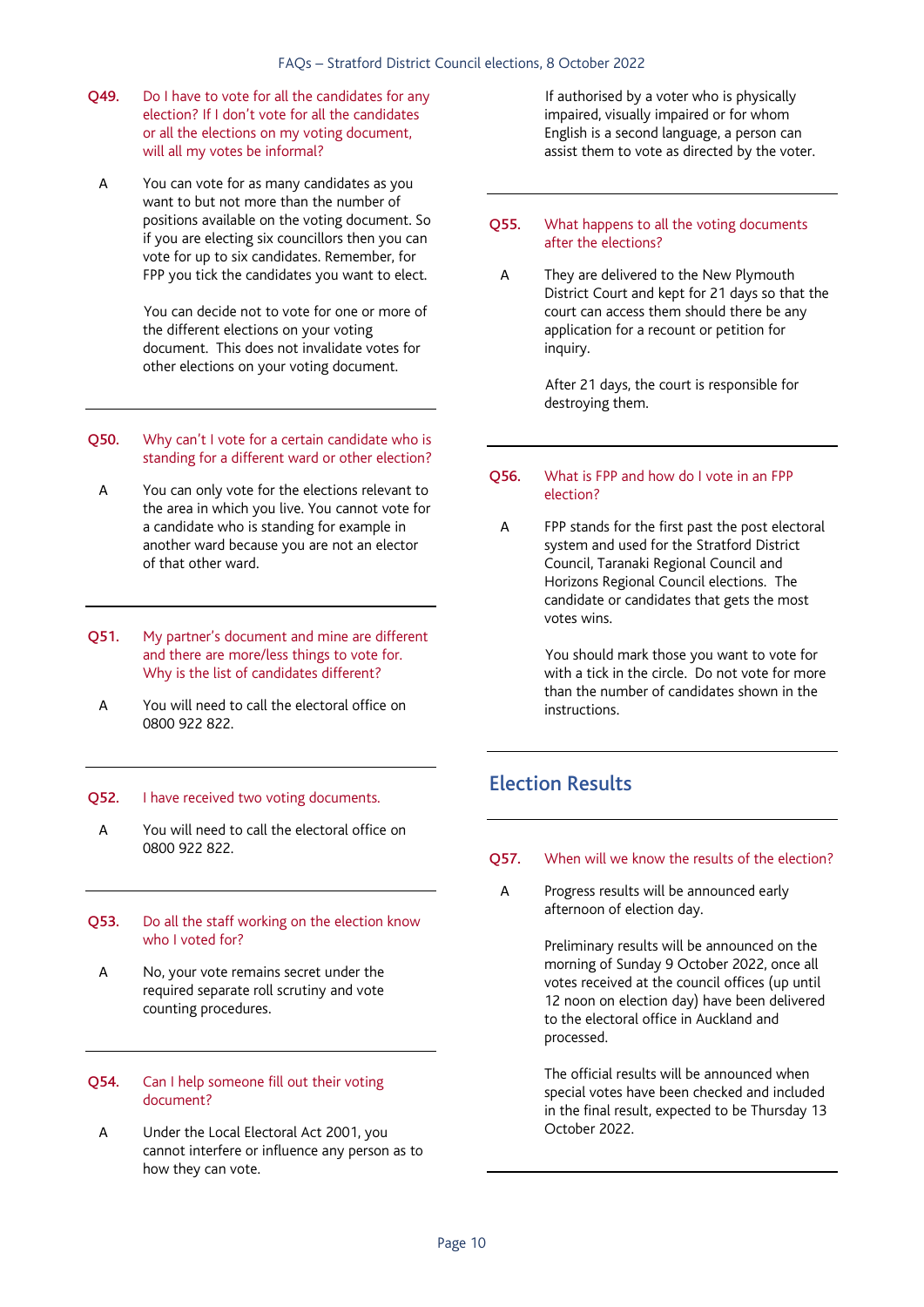**Q49. Do I have to vote for all the candidates for any election? If I don't vote for all the candidates or all the elections on my voting document, will all my votes be informal?**

A You can vote for as many candidates as you want to but not more than the number of positions available on the voting document. So if you are electing six councillors then you can vote for up to six candidates. Remember, for FPP you tick the candidates you want to elect.

You can decide not to vote for one or more of the different elections on your voting document. This does not invalidate votes for other elections on your voting document.

**Q50. Why can't I vote for a certain candidate who is standing for a different ward or other election?**

A You can only vote for the elections relevant to the area in which you live. You cannot vote for a candidate who is standing for example in another ward because you are not an elector of that other ward.

**Q51. My partner's document and mine are different and there are more/less things to vote for. Why is the list of candidates different?**

A You will need to call the electoral office on 0800 922 822.

**Q52. I have received two voting documents.**

A You will need to call the electoral office on 0800 922 822.

**Q53. Do all the staff working on the election know who I voted for?**

A No, your vote remains secret under the required separate roll scrutiny and vote counting procedures.

**Q54. Can I help someone fill out their voting document?**

A Under the Local Electoral Act 2001, you cannot interfere or influence any person as to how they can vote.

If authorised by a voter who is physically impaired, visually impaired or for whom English is a second language, a person can assist them to vote as directed by the voter.

**Q55. What happens to all the voting documents after the elections?**

A They are delivered to the New Plymouth District Court and kept for 21 days so that the court can access them should there be any application for a recount or petition for inquiry.

After 21 days, the court is responsible for destroying them.

**Q56. What is FPP and how do I vote in an FPP election?**

A FPP stands for the first past the post electoral system and used for the Stratford District Council, Taranaki Regional Council and Horizons Regional Council elections. The candidate or candidates that gets the most votes wins.

You should mark those you want to vote for with a tick in the circle. Do not vote for more than the number of candidates shown in the instructions.

## Election Results

**Q57. When will we know the results of the election?**

A Progress results will be announced early afternoon of election day.

Preliminary results will be announced on the morning of Sunday 9 October 2022, once all votes received at the council offices (up until 12 noon on election day) have been delivered to the electoral office in Auckland and processed.

The official results will be announced when special votes have been checked and included in the final result, expected to be Thursday 13 October 2022.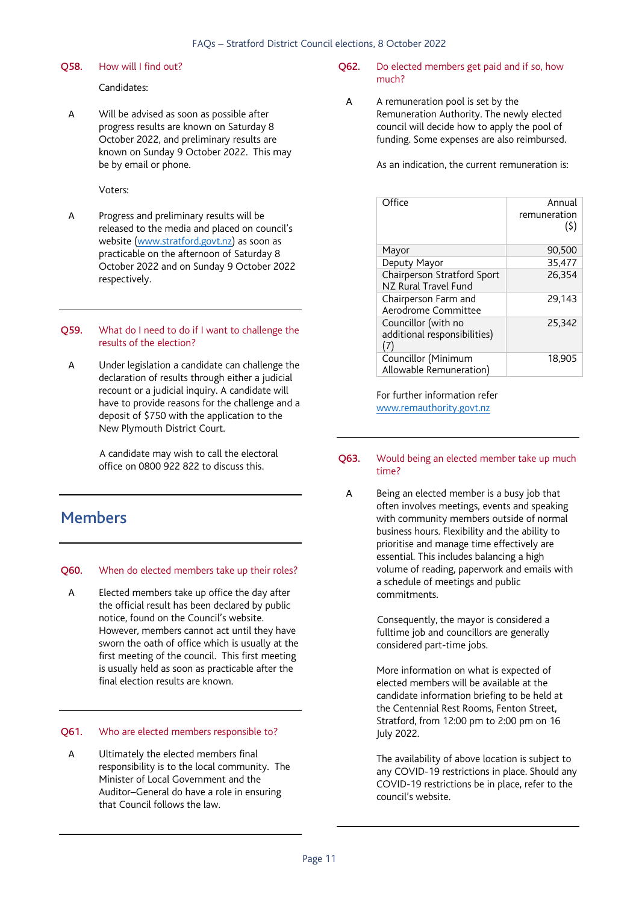**Q58. How will I find out?**

Candidates:

A Will be advised as soon as possible after progress results are known on Saturday 8 October 2022, and preliminary results are known on Sunday 9 October 2022. This may be by email or phone.

Voters:

A Progress and preliminary results will be released to the media and placed on council's website (www.stratford.govt.nz) as soon as practicable on the afternoon of Saturday 8 October 2022 and on Sunday 9 October 2022 respectively.

**Q59. What do I need to do if I want to challenge the results of the election?**

A Under legislation a candidate can challenge the declaration of results through either a judicial recount or a judicial inquiry. A candidate will have to provide reasons for the challenge and a deposit of $750 with the application to the New Plymouth District Court.

A candidate may wish to call the electoral office on 0800 922 822 to discuss this.

## Members

**Q60. When do elected members take up their roles?**

A Elected members take up office the day after the official result has been declared by public notice, found on the Council's website. However, members cannot act until they have sworn the oath of office which is usually at the first meeting of the council. This first meeting is usually held as soon as practicable after the final election results are known.

**Q61. Who are elected members responsible to?**

A Ultimately the elected members final responsibility is to the local community. The Minister of Local Government and the Auditor–General do have a role in ensuring that Council follows the law.

**Q62. Do elected members get paid and if so, how much?**

A A remuneration pool is set by the Remuneration Authority. The newly elected council will decide how to apply the pool of funding. Some expenses are also reimbursed.

As an indication, the current remuneration is:

| Office | Annual remuneration ($) |
|---|---|
| Mayor | 90,500 |
| Deputy Mayor | 35,477 |
| Chairperson Stratford Sport NZ Rural Travel Fund | 26,354 |
| Chairperson Farm and Aerodrome Committee | 29,143 |
| Councillor (with no additional responsibilities) (7) | 25,342 |
| Councillor (Minimum Allowable Remuneration) | 18,905 |

For further information refer www.remauthority.govt.nz

**Q63. Would being an elected member take up much time?**

A Being an elected member is a busy job that often involves meetings, events and speaking with community members outside of normal business hours. Flexibility and the ability to prioritise and manage time effectively are essential. This includes balancing a high volume of reading, paperwork and emails with a schedule of meetings and public commitments.

Consequently, the mayor is considered a fulltime job and councillors are generally considered part-time jobs.

More information on what is expected of elected members will be available at the candidate information briefing to be held at the Centennial Rest Rooms, Fenton Street, Stratford, from 12:00 pm to 2:00 pm on 16 July 2022.

The availability of above location is subject to any COVID-19 restrictions in place. Should any COVID-19 restrictions be in place, refer to the council's website.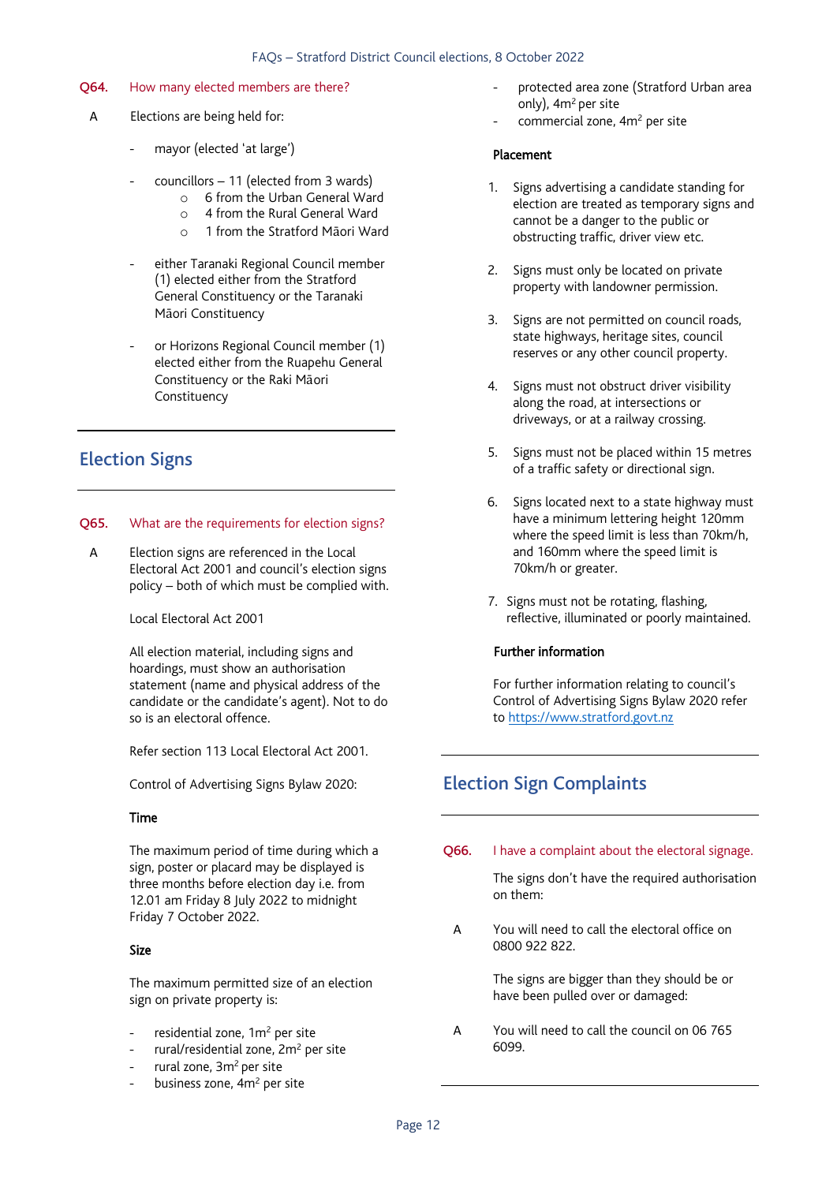**Q64. How many elected members are there?**

A Elections are being held for:

- mayor (elected 'at large')
- councillors – 11 (elected from 3 wards)
  - 6 from the Urban General Ward
  - 4 from the Rural General Ward
  - 1 from the Stratford Māori Ward
- either Taranaki Regional Council member (1) elected either from the Stratford General Constituency or the Taranaki Māori Constituency
- or Horizons Regional Council member (1) elected either from the Ruapehu General Constituency or the Raki Māori Constituency

## Election Signs

**Q65. What are the requirements for election signs?**

A Election signs are referenced in the Local Electoral Act 2001 and council's election signs policy – both of which must be complied with.

Local Electoral Act 2001

All election material, including signs and hoardings, must show an authorisation statement (name and physical address of the candidate or the candidate's agent). Not to do so is an electoral offence.

Refer section 113 Local Electoral Act 2001.

Control of Advertising Signs Bylaw 2020:

**Time**

The maximum period of time during which a sign, poster or placard may be displayed is three months before election day i.e. from 12.01 am Friday 8 July 2022 to midnight Friday 7 October 2022.

**Size**

The maximum permitted size of an election sign on private property is:

- residential zone, 1m$^2$ per site
- rural/residential zone, 2m$^2$ per site
- rural zone, 3m$^2$ per site
- business zone, 4m$^2$ per site
- protected area zone (Stratford Urban area only), 4m$^2$ per site
- commercial zone, 4m$^2$ per site

**Placement**

1. Signs advertising a candidate standing for election are treated as temporary signs and cannot be a danger to the public or obstructing traffic, driver view etc.
2. Signs must only be located on private property with landowner permission.
3. Signs are not permitted on council roads, state highways, heritage sites, council reserves or any other council property.
4. Signs must not obstruct driver visibility along the road, at intersections or driveways, or at a railway crossing.
5. Signs must not be placed within 15 metres of a traffic safety or directional sign.
6. Signs located next to a state highway must have a minimum lettering height 120mm where the speed limit is less than 70km/h, and 160mm where the speed limit is 70km/h or greater.
7. Signs must not be rotating, flashing, reflective, illuminated or poorly maintained.

**Further information**

For further information relating to council's Control of Advertising Signs Bylaw 2020 refer to https://www.stratford.govt.nz

## Election Sign Complaints

**Q66. I have a complaint about the electoral signage.**

The signs don't have the required authorisation on them:

A You will need to call the electoral office on 0800 922 822.

The signs are bigger than they should be or have been pulled over or damaged:

A You will need to call the council on 06 765 6099.